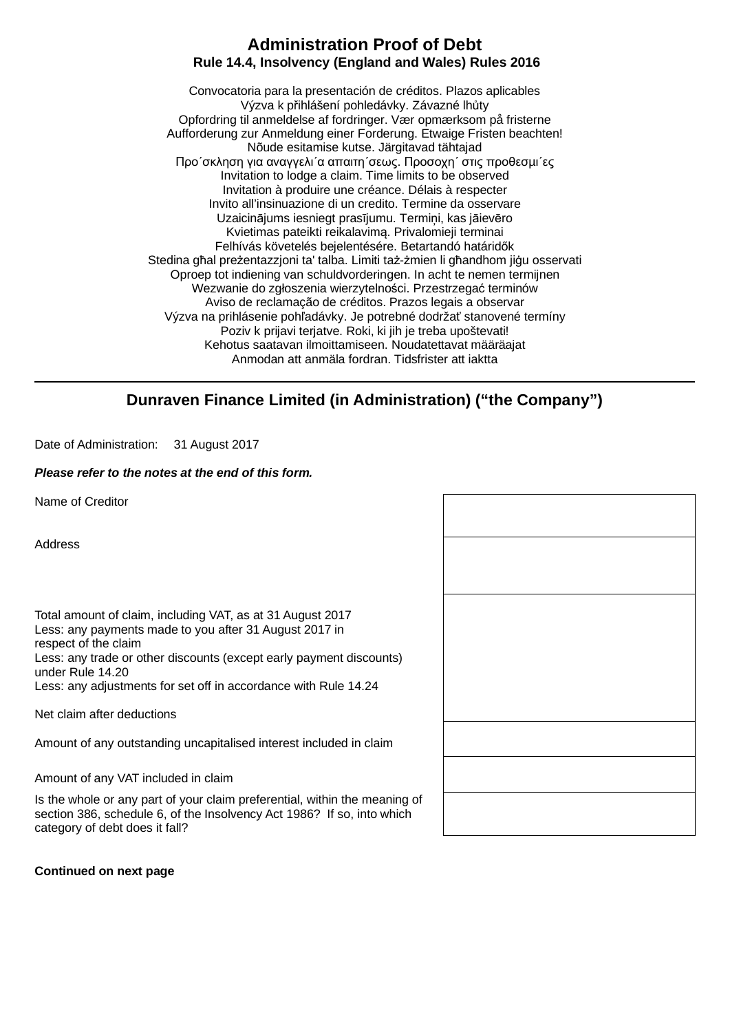# Administration Proof of Debt

**Rule 14.4, Insolvency (England and Wales) Rules 2016**

Convocatoria para la presentación de créditos. Plazos aplicables
Výzva k přihlášení pohledávky. Závazné lhůty
Opfordring til anmeldelse af fordringer. Vær opmærksom på fristerne
Aufforderung zur Anmeldung einer Forderung. Etwaige Fristen beachten!
Nõude esitamise kutse. Järgitavad tähtajad
Προ΄σκληση για αναγγελι΄α απαιτη΄σεως. Προσοχη΄ στις προθεσμι΄ες
Invitation to lodge a claim. Time limits to be observed
Invitation à produire une créance. Délais à respecter
Invito all'insinuazione di un credito. Termine da osservare
Uzaicinājums iesniegt prasījumu. Termiņi, kas jāievēro
Kvietimas pateikti reikalavimą. Privalomieji terminai
Felhívás követelés bejelentésére. Betartandó határidők
Stedina għal preżentazzjoni ta' talba. Limiti taż-żmien li għandhom jiġu osservati
Oproep tot indiening van schuldvorderingen. In acht te nemen termijnen
Wezwanie do zgłoszenia wierzytelności. Przestrzegać terminów
Aviso de reclamação de créditos. Prazos legais a observar
Výzva na prihlásenie pohľadávky. Je potrebné dodržať stanovené termíny
Poziv k prijavi terjatve. Roki, ki jih je treba upoštevati!
Kehotus saatavan ilmoittamiseen. Noudatettavat määräajat
Anmodan att anmäla fordran. Tidsfrister att iaktta

---

## Dunraven Finance Limited (in Administration) ("the Company")

Date of Administration: 31 August 2017

***Please refer to the notes at the end of this form.***

| | |
|---|---|
| Name of Creditor | |
| Address | |
| Total amount of claim, including VAT, as at 31 August 2017<br>Less: any payments made to you after 31 August 2017 in respect of the claim<br>Less: any trade or other discounts (except early payment discounts) under Rule 14.20<br>Less: any adjustments for set off in accordance with Rule 14.24<br><br>Net claim after deductions | |
| Amount of any outstanding uncapitalised interest included in claim | |
| Amount of any VAT included in claim | |
| Is the whole or any part of your claim preferential, within the meaning of section 386, schedule 6, of the Insolvency Act 1986? If so, into which category of debt does it fall? | |

**Continued on next page**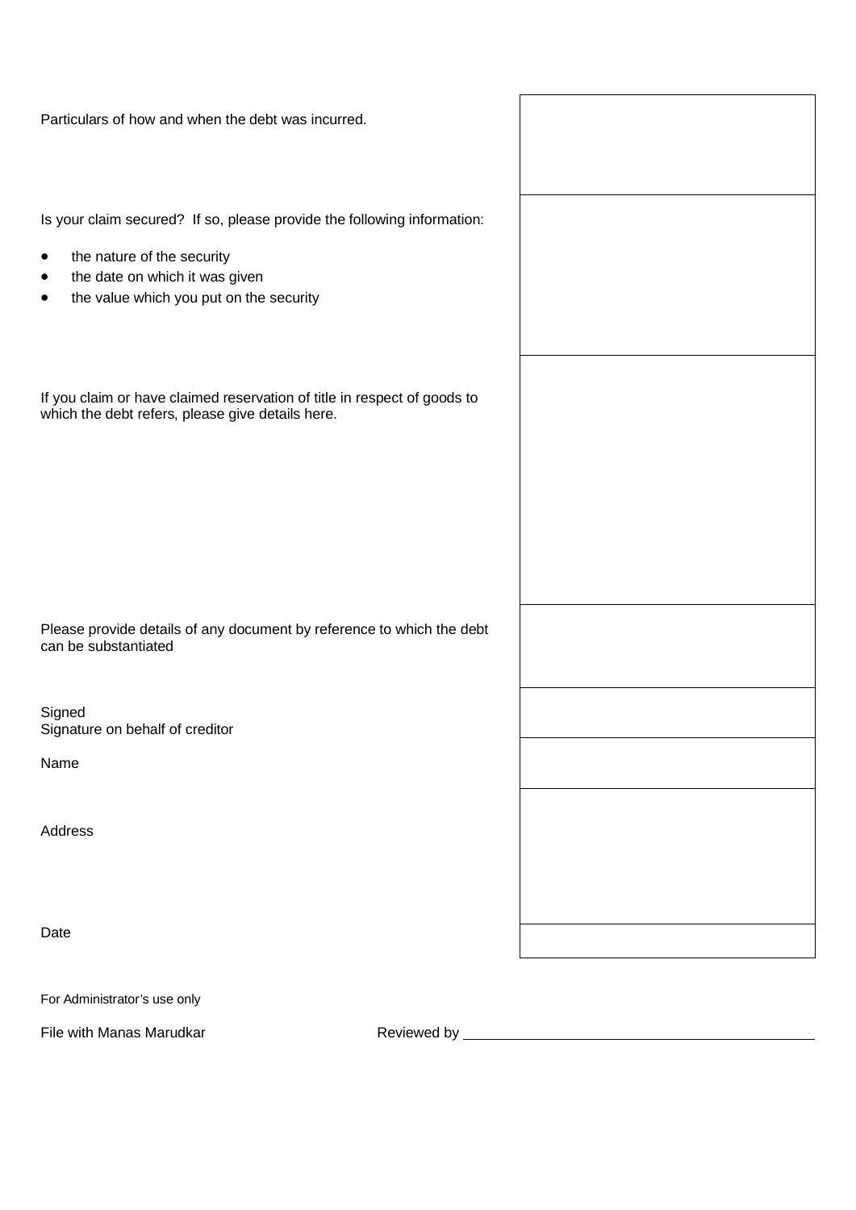| | |
|---|---|
| Particulars of how and when the debt was incurred. | |
| Is your claim secured? If so, please provide the following information:<br><br>• the nature of the security<br>• the date on which it was given<br>• the value which you put on the security | |
| If you claim or have claimed reservation of title in respect of goods to which the debt refers, please give details here. | |
| Please provide details of any document by reference to which the debt can be substantiated | |
| Signed<br>Signature on behalf of creditor | |
| Name | |
| Address | |
| Date | |

For Administrator's use only

File with Manas Marudkar  Reviewed by ____________________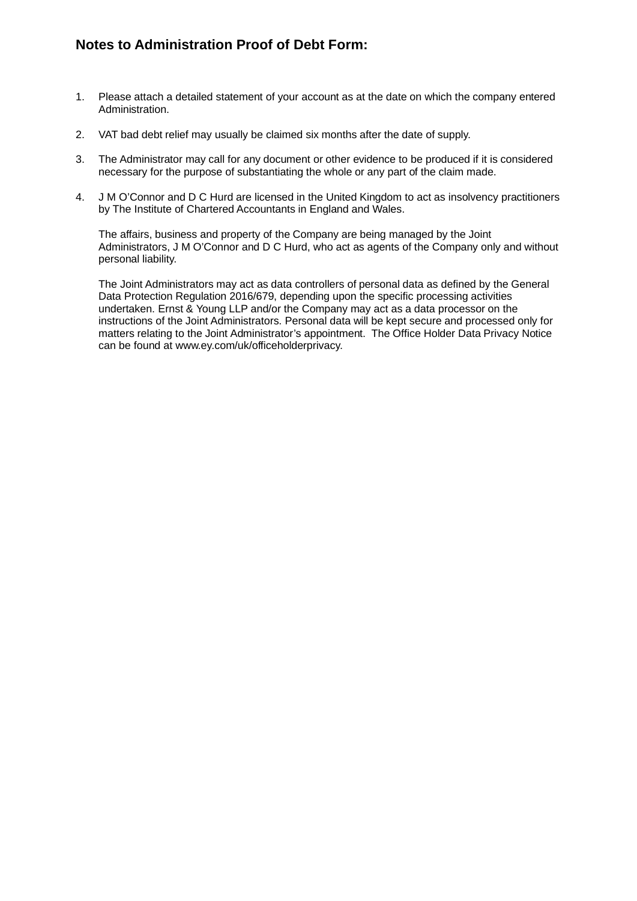## Notes to Administration Proof of Debt Form:

1. Please attach a detailed statement of your account as at the date on which the company entered Administration.

2. VAT bad debt relief may usually be claimed six months after the date of supply.

3. The Administrator may call for any document or other evidence to be produced if it is considered necessary for the purpose of substantiating the whole or any part of the claim made.

4. J M O'Connor and D C Hurd are licensed in the United Kingdom to act as insolvency practitioners by The Institute of Chartered Accountants in England and Wales.

   The affairs, business and property of the Company are being managed by the Joint Administrators, J M O'Connor and D C Hurd, who act as agents of the Company only and without personal liability.

   The Joint Administrators may act as data controllers of personal data as defined by the General Data Protection Regulation 2016/679, depending upon the specific processing activities undertaken. Ernst & Young LLP and/or the Company may act as a data processor on the instructions of the Joint Administrators. Personal data will be kept secure and processed only for matters relating to the Joint Administrator's appointment. The Office Holder Data Privacy Notice can be found at www.ey.com/uk/officeholderprivacy.